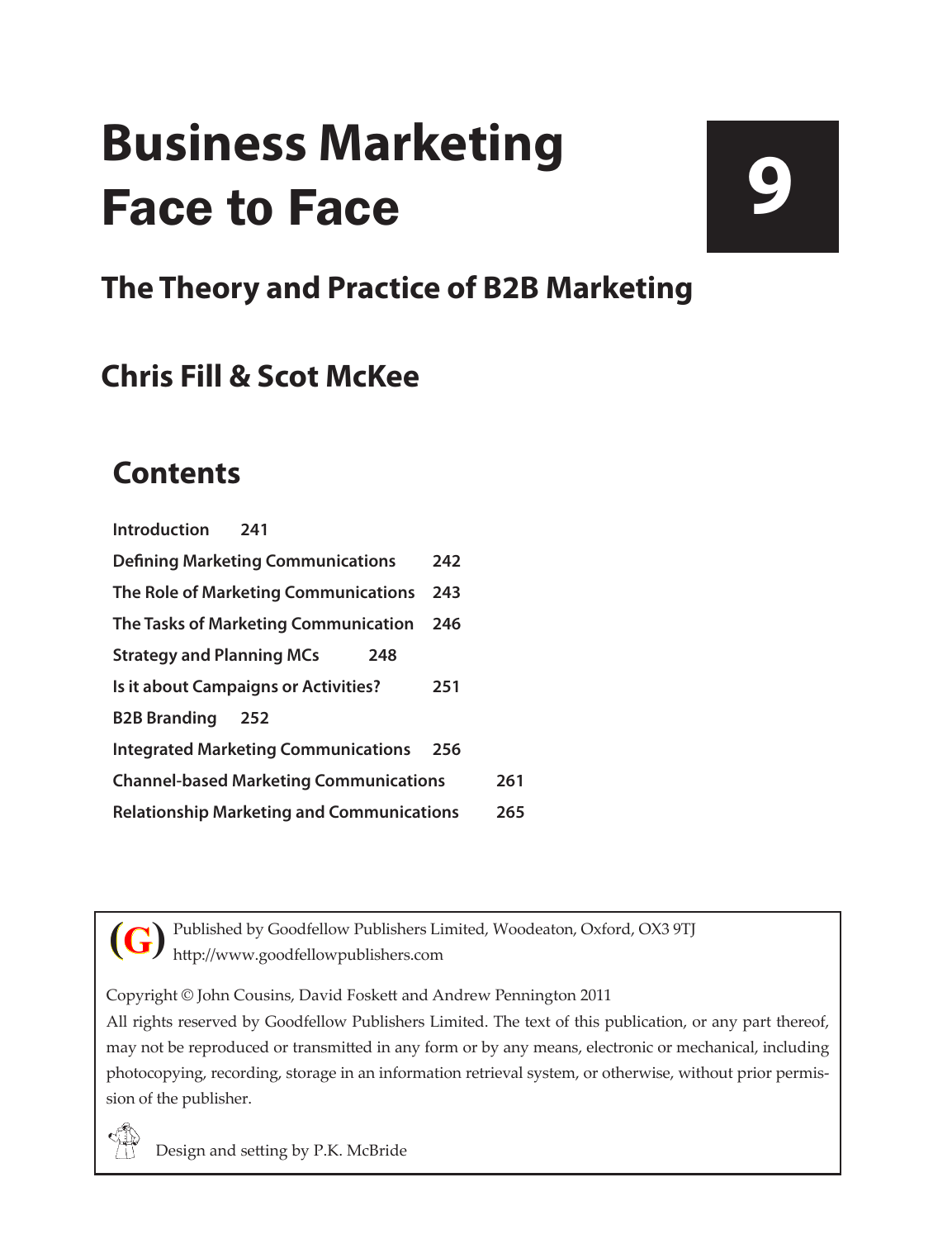# Business Marketing Face to Face

**9**

## The Theory and Practice of B2B Marketing

## Chris Fill & Scot McKee

## Contents

**Introduction 241**

**Defining Marketing Communications 242**

**The Role of Marketing Communications 243**

**The Tasks of Marketing Communication 246**

**Strategy and Planning MCs 248**

**Is it about Campaigns or Activities? 251**

**B2B Branding 252**

**Integrated Marketing Communications 256**

**Channel-based Marketing Communications 261**

**Relationship Marketing and Communications 265**

---

Published by Goodfellow Publishers Limited, Woodeaton, Oxford, OX3 9TJ
http://www.goodfellowpublishers.com

Copyright © John Cousins, David Foskett and Andrew Pennington 2011

All rights reserved by Goodfellow Publishers Limited. The text of this publication, or any part thereof, may not be reproduced or transmitted in any form or by any means, electronic or mechanical, including photocopying, recording, storage in an information retrieval system, or otherwise, without prior permission of the publisher.

Design and setting by P.K. McBride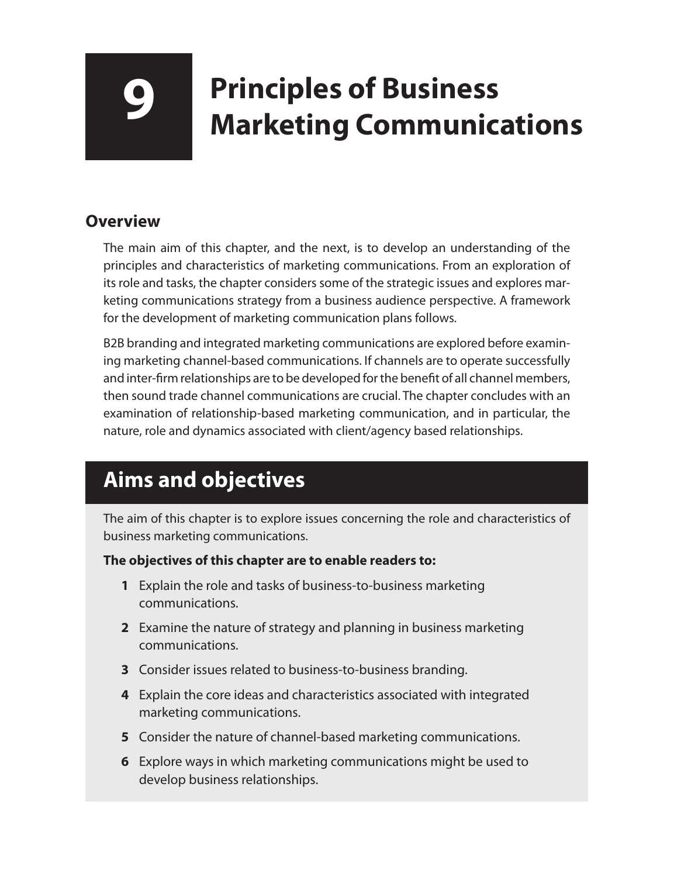# 9 Principles of Business Marketing Communications

## Overview

The main aim of this chapter, and the next, is to develop an understanding of the principles and characteristics of marketing communications. From an exploration of its role and tasks, the chapter considers some of the strategic issues and explores marketing communications strategy from a business audience perspective. A framework for the development of marketing communication plans follows.

B2B branding and integrated marketing communications are explored before examining marketing channel-based communications. If channels are to operate successfully and inter-firm relationships are to be developed for the benefit of all channel members, then sound trade channel communications are crucial. The chapter concludes with an examination of relationship-based marketing communication, and in particular, the nature, role and dynamics associated with client/agency based relationships.

## Aims and objectives

The aim of this chapter is to explore issues concerning the role and characteristics of business marketing communications.

**The objectives of this chapter are to enable readers to:**

1. Explain the role and tasks of business-to-business marketing communications.
2. Examine the nature of strategy and planning in business marketing communications.
3. Consider issues related to business-to-business branding.
4. Explain the core ideas and characteristics associated with integrated marketing communications.
5. Consider the nature of channel-based marketing communications.
6. Explore ways in which marketing communications might be used to develop business relationships.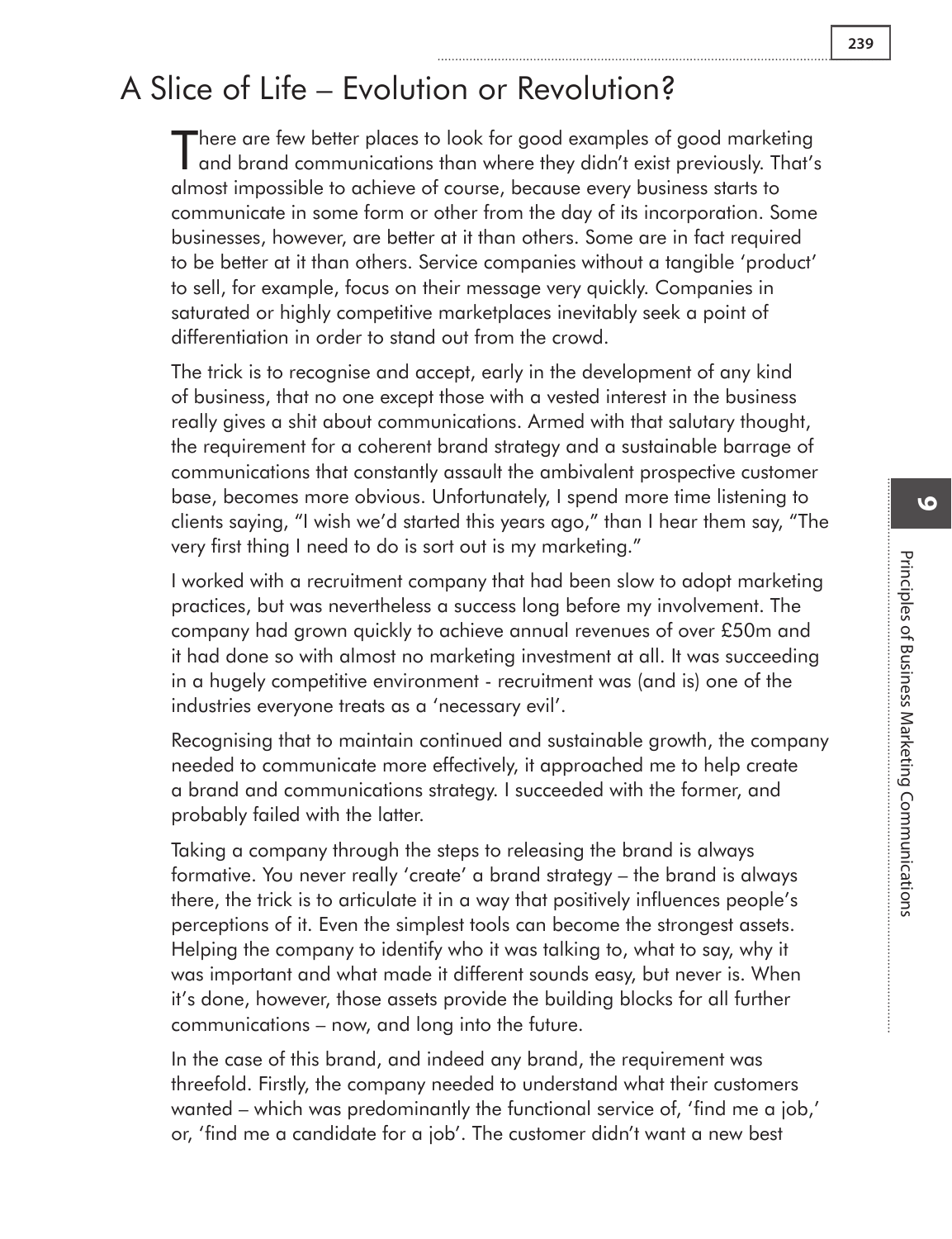# A Slice of Life – Evolution or Revolution?

There are few better places to look for good examples of good marketing and brand communications than where they didn't exist previously. That's almost impossible to achieve of course, because every business starts to communicate in some form or other from the day of its incorporation. Some businesses, however, are better at it than others. Some are in fact required to be better at it than others. Service companies without a tangible 'product' to sell, for example, focus on their message very quickly. Companies in saturated or highly competitive marketplaces inevitably seek a point of differentiation in order to stand out from the crowd.

The trick is to recognise and accept, early in the development of any kind of business, that no one except those with a vested interest in the business really gives a shit about communications. Armed with that salutary thought, the requirement for a coherent brand strategy and a sustainable barrage of communications that constantly assault the ambivalent prospective customer base, becomes more obvious. Unfortunately, I spend more time listening to clients saying, "I wish we'd started this years ago," than I hear them say, "The very first thing I need to do is sort out is my marketing."

I worked with a recruitment company that had been slow to adopt marketing practices, but was nevertheless a success long before my involvement. The company had grown quickly to achieve annual revenues of over £50m and it had done so with almost no marketing investment at all. It was succeeding in a hugely competitive environment - recruitment was (and is) one of the industries everyone treats as a 'necessary evil'.

Recognising that to maintain continued and sustainable growth, the company needed to communicate more effectively, it approached me to help create a brand and communications strategy. I succeeded with the former, and probably failed with the latter.

Taking a company through the steps to releasing the brand is always formative. You never really 'create' a brand strategy – the brand is always there, the trick is to articulate it in a way that positively influences people's perceptions of it. Even the simplest tools can become the strongest assets. Helping the company to identify who it was talking to, what to say, why it was important and what made it different sounds easy, but never is. When it's done, however, those assets provide the building blocks for all further communications – now, and long into the future.

In the case of this brand, and indeed any brand, the requirement was threefold. Firstly, the company needed to understand what their customers wanted – which was predominantly the functional service of, 'find me a job,' or, 'find me a candidate for a job'. The customer didn't want a new best